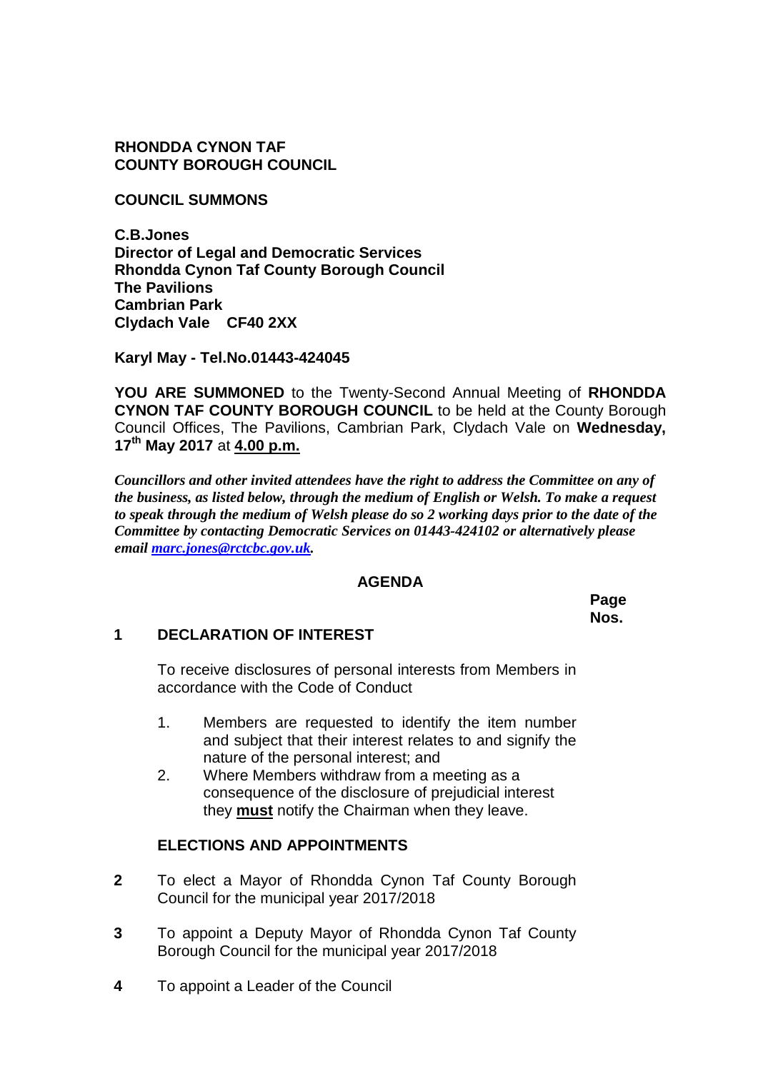**RHONDDA CYNON TAF**
**COUNTY BOROUGH COUNCIL**

**COUNCIL SUMMONS**

**C.B.Jones**
**Director of Legal and Democratic Services**
**Rhondda Cynon Taf County Borough Council**
**The Pavilions**
**Cambrian Park**
**Clydach Vale CF40 2XX**

**Karyl May - Tel.No.01443-424045**

**YOU ARE SUMMONED** to the Twenty-Second Annual Meeting of **RHONDDA CYNON TAF COUNTY BOROUGH COUNCIL** to be held at the County Borough Council Offices, The Pavilions, Cambrian Park, Clydach Vale on **Wednesday, 17th May 2017** at **4.00 p.m.**

***Councillors and other invited attendees have the right to address the Committee on any of the business, as listed below, through the medium of English or Welsh. To make a request to speak through the medium of Welsh please do so 2 working days prior to the date of the Committee by contacting Democratic Services on 01443-424102 or alternatively please email [marc.jones@rctcbc.gov.uk](mailto:marc.jones@rctcbc.gov.uk).***

**AGENDA**

**Page Nos.**

**1 DECLARATION OF INTEREST**

To receive disclosures of personal interests from Members in accordance with the Code of Conduct

1. Members are requested to identify the item number and subject that their interest relates to and signify the nature of the personal interest; and
2. Where Members withdraw from a meeting as a consequence of the disclosure of prejudicial interest they **must** notify the Chairman when they leave.

**ELECTIONS AND APPOINTMENTS**

**2** To elect a Mayor of Rhondda Cynon Taf County Borough Council for the municipal year 2017/2018

**3** To appoint a Deputy Mayor of Rhondda Cynon Taf County Borough Council for the municipal year 2017/2018

**4** To appoint a Leader of the Council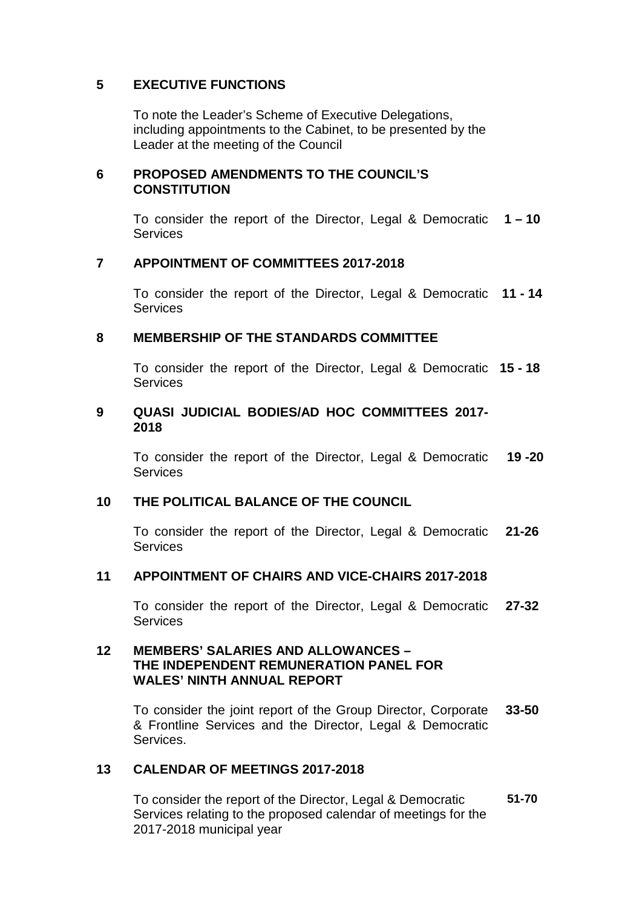## 5 EXECUTIVE FUNCTIONS

To note the Leader's Scheme of Executive Delegations, including appointments to the Cabinet, to be presented by the Leader at the meeting of the Council

## 6 PROPOSED AMENDMENTS TO THE COUNCIL'S CONSTITUTION

To consider the report of the Director, Legal & Democratic Services **1 – 10**

## 7 APPOINTMENT OF COMMITTEES 2017-2018

To consider the report of the Director, Legal & Democratic Services **11 - 14**

## 8 MEMBERSHIP OF THE STANDARDS COMMITTEE

To consider the report of the Director, Legal & Democratic Services **15 - 18**

## 9 QUASI JUDICIAL BODIES/AD HOC COMMITTEES 2017-2018

To consider the report of the Director, Legal & Democratic Services **19 -20**

## 10 THE POLITICAL BALANCE OF THE COUNCIL

To consider the report of the Director, Legal & Democratic Services **21-26**

## 11 APPOINTMENT OF CHAIRS AND VICE-CHAIRS 2017-2018

To consider the report of the Director, Legal & Democratic Services **27-32**

## 12 MEMBERS' SALARIES AND ALLOWANCES – THE INDEPENDENT REMUNERATION PANEL FOR WALES' NINTH ANNUAL REPORT

To consider the joint report of the Group Director, Corporate & Frontline Services and the Director, Legal & Democratic Services. **33-50**

## 13 CALENDAR OF MEETINGS 2017-2018

To consider the report of the Director, Legal & Democratic Services relating to the proposed calendar of meetings for the 2017-2018 municipal year **51-70**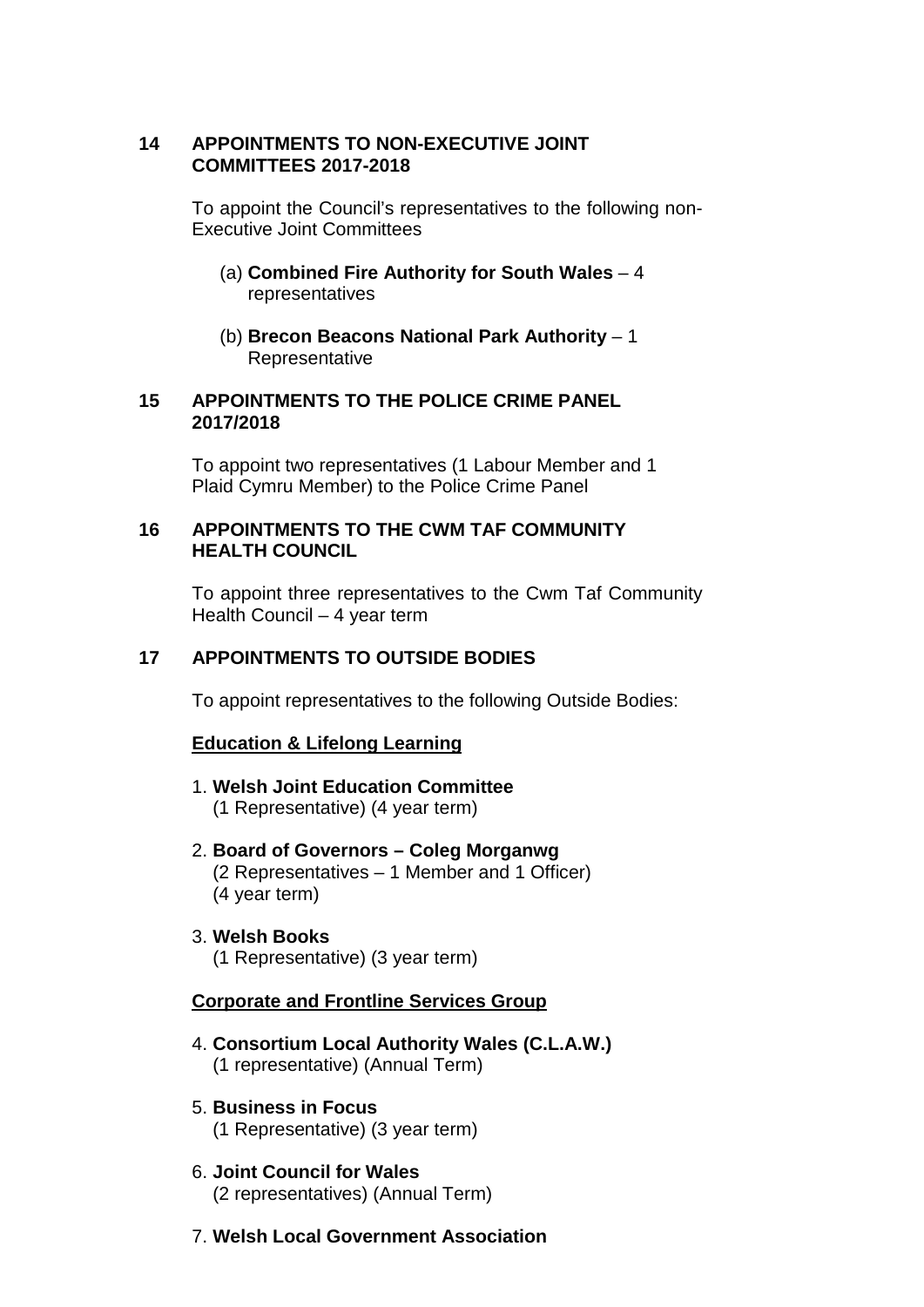## 14 APPOINTMENTS TO NON-EXECUTIVE JOINT COMMITTEES 2017-2018

To appoint the Council's representatives to the following non-Executive Joint Committees

(a) **Combined Fire Authority for South Wales** – 4 representatives

(b) **Brecon Beacons National Park Authority** – 1 Representative

## 15 APPOINTMENTS TO THE POLICE CRIME PANEL 2017/2018

To appoint two representatives (1 Labour Member and 1 Plaid Cymru Member) to the Police Crime Panel

## 16 APPOINTMENTS TO THE CWM TAF COMMUNITY HEALTH COUNCIL

To appoint three representatives to the Cwm Taf Community Health Council – 4 year term

## 17 APPOINTMENTS TO OUTSIDE BODIES

To appoint representatives to the following Outside Bodies:

**Education & Lifelong Learning**

1. **Welsh Joint Education Committee**
   (1 Representative) (4 year term)

2. **Board of Governors – Coleg Morganwg**
   (2 Representatives – 1 Member and 1 Officer)
   (4 year term)

3. **Welsh Books**
   (1 Representative) (3 year term)

**Corporate and Frontline Services Group**

4. **Consortium Local Authority Wales (C.L.A.W.)**
   (1 representative) (Annual Term)

5. **Business in Focus**
   (1 Representative) (3 year term)

6. **Joint Council for Wales**
   (2 representatives) (Annual Term)

7. **Welsh Local Government Association**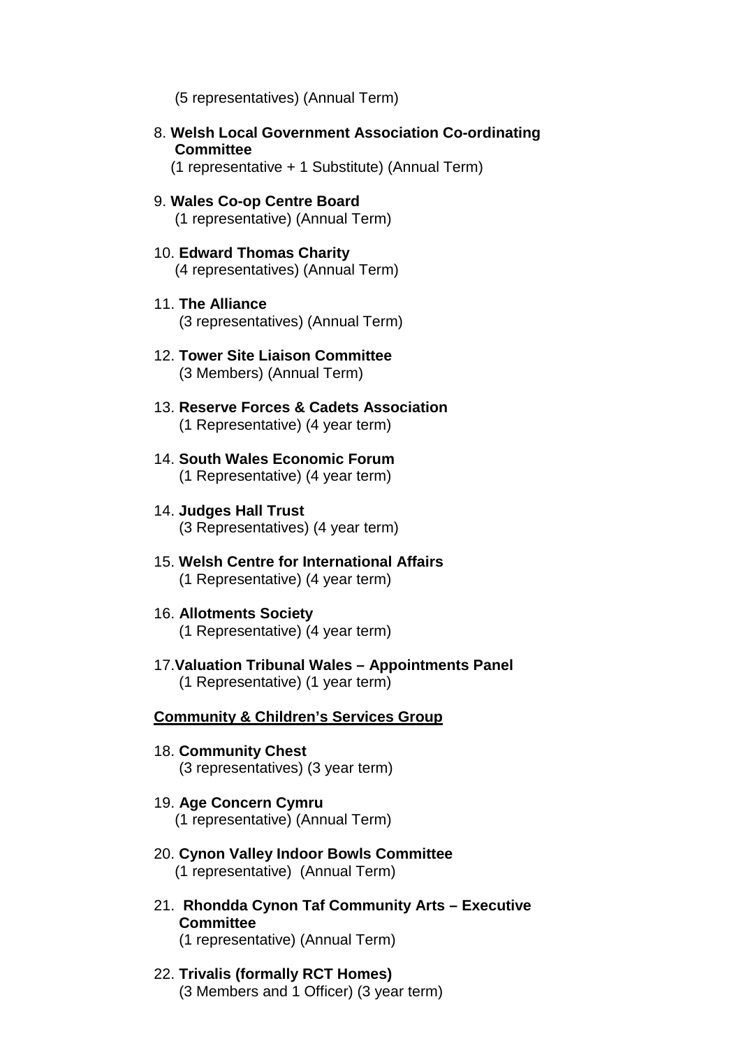(5 representatives) (Annual Term)

8. **Welsh Local Government Association Co-ordinating Committee**
   (1 representative + 1 Substitute) (Annual Term)

9. **Wales Co-op Centre Board**
   (1 representative) (Annual Term)

10. **Edward Thomas Charity**
    (4 representatives) (Annual Term)

11. **The Alliance**
    (3 representatives) (Annual Term)

12. **Tower Site Liaison Committee**
    (3 Members) (Annual Term)

13. **Reserve Forces & Cadets Association**
    (1 Representative) (4 year term)

14. **South Wales Economic Forum**
    (1 Representative) (4 year term)

14. **Judges Hall Trust**
    (3 Representatives) (4 year term)

15. **Welsh Centre for International Affairs**
    (1 Representative) (4 year term)

16. **Allotments Society**
    (1 Representative) (4 year term)

17. **Valuation Tribunal Wales – Appointments Panel**
    (1 Representative) (1 year term)

**Community & Children's Services Group**

18. **Community Chest**
    (3 representatives) (3 year term)

19. **Age Concern Cymru**
    (1 representative) (Annual Term)

20. **Cynon Valley Indoor Bowls Committee**
    (1 representative) (Annual Term)

21. **Rhondda Cynon Taf Community Arts – Executive Committee**
    (1 representative) (Annual Term)

22. **Trivalis (formally RCT Homes)**
    (3 Members and 1 Officer) (3 year term)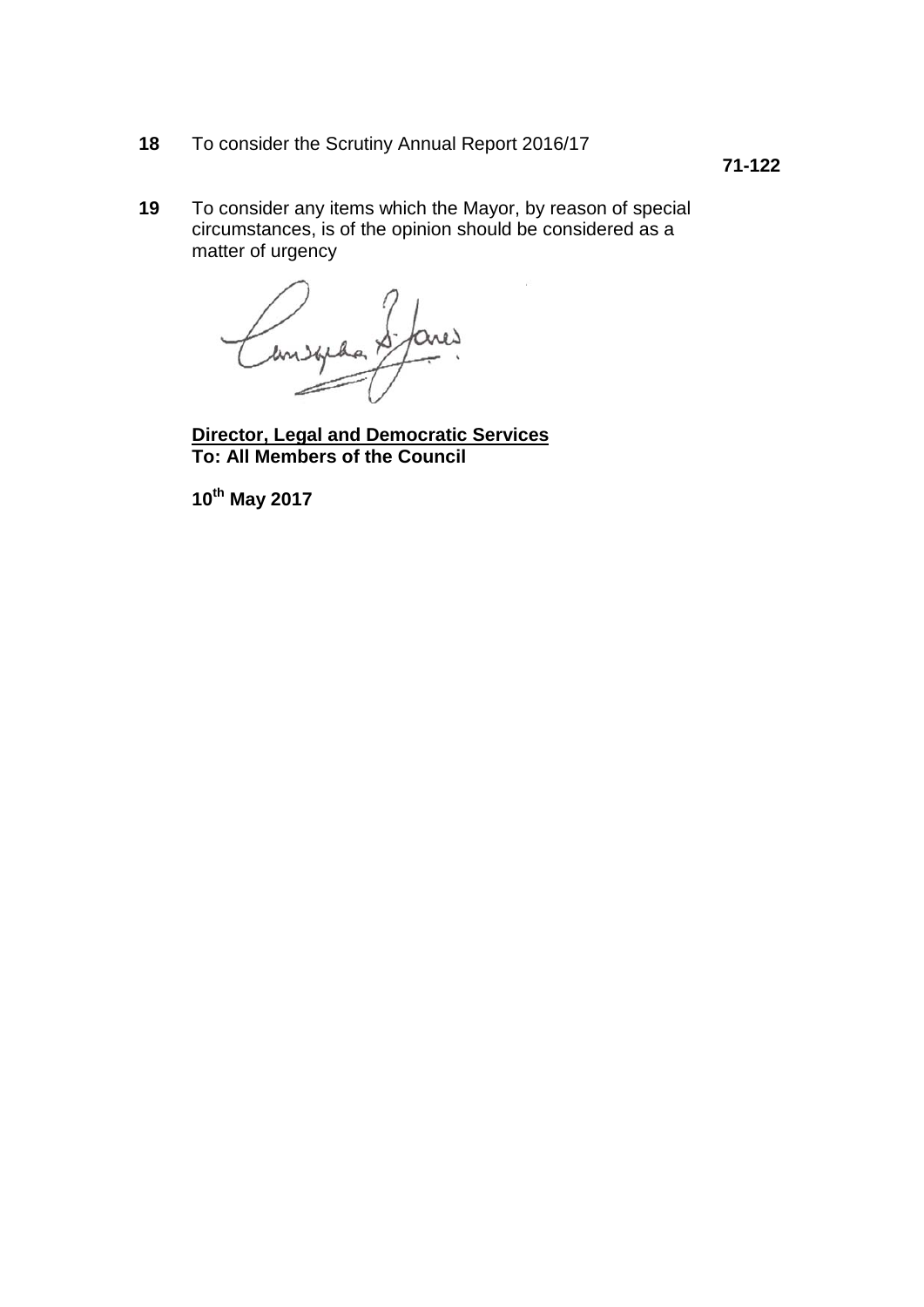**18** To consider the Scrutiny Annual Report 2016/17 **71-122**

**19** To consider any items which the Mayor, by reason of special circumstances, is of the opinion should be considered as a matter of urgency

**Director, Legal and Democratic Services**
**To: All Members of the Council**

**10th May 2017**